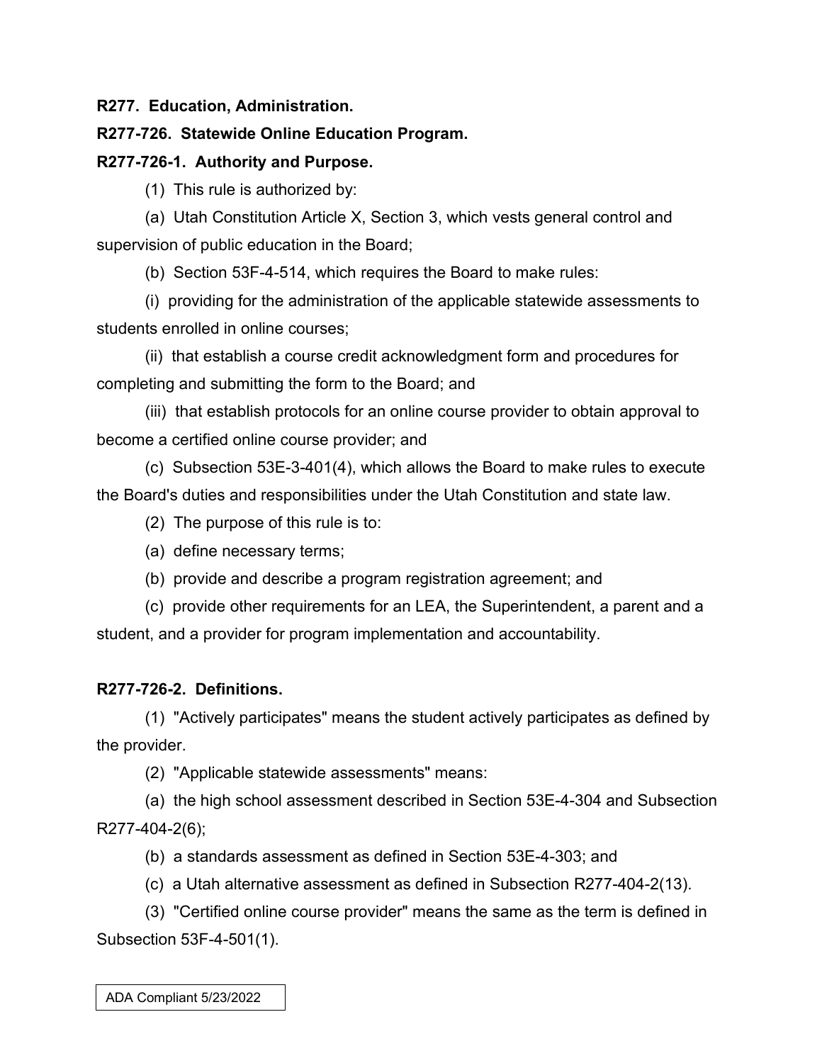**R277. Education, Administration.**

**R277-726. Statewide Online Education Program.**

**R277-726-1. Authority and Purpose.**

(1) This rule is authorized by:

(a) Utah Constitution Article X, Section 3, which vests general control and supervision of public education in the Board;

(b) Section 53F-4-514, which requires the Board to make rules:

(i) providing for the administration of the applicable statewide assessments to students enrolled in online courses;

(ii) that establish a course credit acknowledgment form and procedures for completing and submitting the form to the Board; and

(iii) that establish protocols for an online course provider to obtain approval to become a certified online course provider; and

(c) Subsection 53E-3-401(4), which allows the Board to make rules to execute the Board's duties and responsibilities under the Utah Constitution and state law.

(2) The purpose of this rule is to:

(a) define necessary terms;

(b) provide and describe a program registration agreement; and

(c) provide other requirements for an LEA, the Superintendent, a parent and a student, and a provider for program implementation and accountability.

**R277-726-2. Definitions.**

(1) "Actively participates" means the student actively participates as defined by the provider.

(2) "Applicable statewide assessments" means:

(a) the high school assessment described in Section 53E-4-304 and Subsection R277-404-2(6);

(b) a standards assessment as defined in Section 53E-4-303; and

(c) a Utah alternative assessment as defined in Subsection R277-404-2(13).

(3) "Certified online course provider" means the same as the term is defined in Subsection 53F-4-501(1).

ADA Compliant 5/23/2022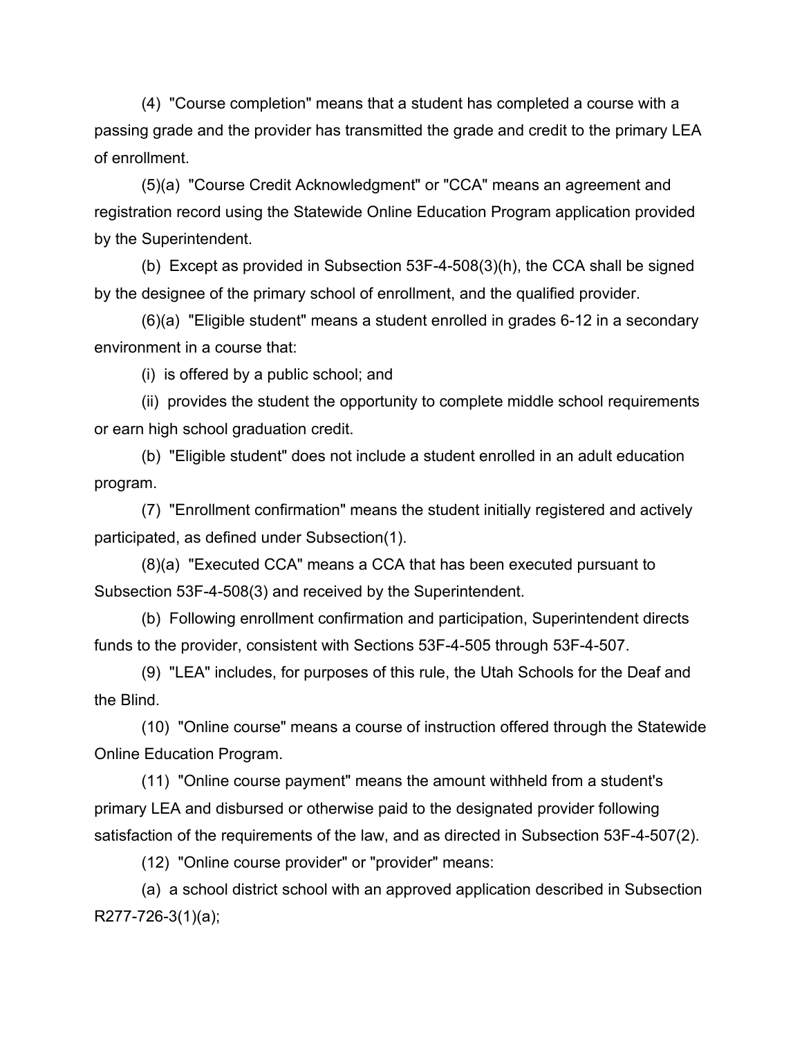(4) "Course completion" means that a student has completed a course with a passing grade and the provider has transmitted the grade and credit to the primary LEA of enrollment.

(5)(a) "Course Credit Acknowledgment" or "CCA" means an agreement and registration record using the Statewide Online Education Program application provided by the Superintendent.

(b) Except as provided in Subsection 53F-4-508(3)(h), the CCA shall be signed by the designee of the primary school of enrollment, and the qualified provider.

(6)(a) "Eligible student" means a student enrolled in grades 6-12 in a secondary environment in a course that:

(i) is offered by a public school; and

(ii) provides the student the opportunity to complete middle school requirements or earn high school graduation credit.

(b) "Eligible student" does not include a student enrolled in an adult education program.

(7) "Enrollment confirmation" means the student initially registered and actively participated, as defined under Subsection(1).

(8)(a) "Executed CCA" means a CCA that has been executed pursuant to Subsection 53F-4-508(3) and received by the Superintendent.

(b) Following enrollment confirmation and participation, Superintendent directs funds to the provider, consistent with Sections 53F-4-505 through 53F-4-507.

(9) "LEA" includes, for purposes of this rule, the Utah Schools for the Deaf and the Blind.

(10) "Online course" means a course of instruction offered through the Statewide Online Education Program.

(11) "Online course payment" means the amount withheld from a student's primary LEA and disbursed or otherwise paid to the designated provider following satisfaction of the requirements of the law, and as directed in Subsection 53F-4-507(2).

(12) "Online course provider" or "provider" means:

(a) a school district school with an approved application described in Subsection R277-726-3(1)(a);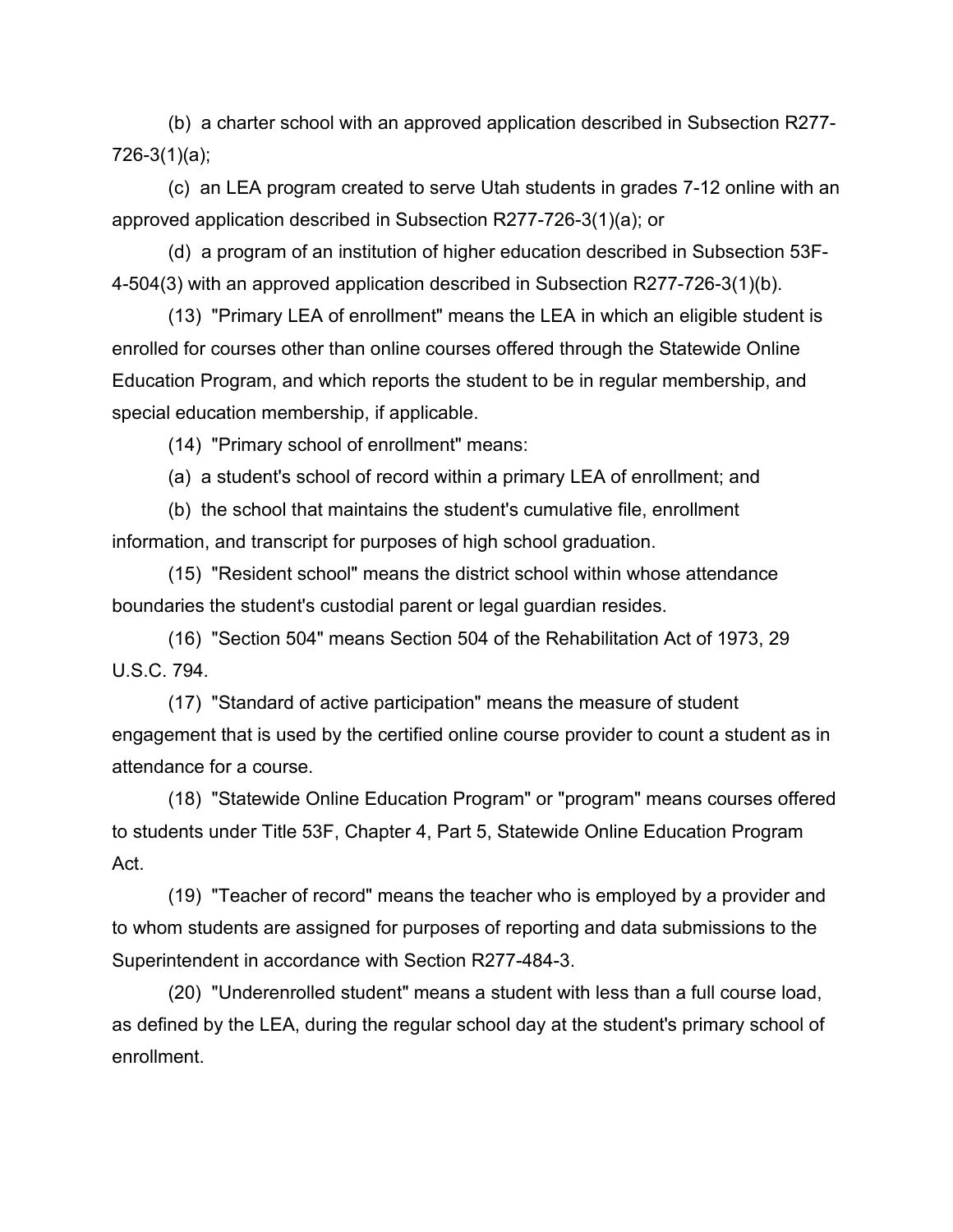(b) a charter school with an approved application described in Subsection R277-726-3(1)(a);

(c) an LEA program created to serve Utah students in grades 7-12 online with an approved application described in Subsection R277-726-3(1)(a); or

(d) a program of an institution of higher education described in Subsection 53F-4-504(3) with an approved application described in Subsection R277-726-3(1)(b).

(13) "Primary LEA of enrollment" means the LEA in which an eligible student is enrolled for courses other than online courses offered through the Statewide Online Education Program, and which reports the student to be in regular membership, and special education membership, if applicable.

(14) "Primary school of enrollment" means:

(a) a student's school of record within a primary LEA of enrollment; and

(b) the school that maintains the student's cumulative file, enrollment information, and transcript for purposes of high school graduation.

(15) "Resident school" means the district school within whose attendance boundaries the student's custodial parent or legal guardian resides.

(16) "Section 504" means Section 504 of the Rehabilitation Act of 1973, 29 U.S.C. 794.

(17) "Standard of active participation" means the measure of student engagement that is used by the certified online course provider to count a student as in attendance for a course.

(18) "Statewide Online Education Program" or "program" means courses offered to students under Title 53F, Chapter 4, Part 5, Statewide Online Education Program Act.

(19) "Teacher of record" means the teacher who is employed by a provider and to whom students are assigned for purposes of reporting and data submissions to the Superintendent in accordance with Section R277-484-3.

(20) "Underenrolled student" means a student with less than a full course load, as defined by the LEA, during the regular school day at the student's primary school of enrollment.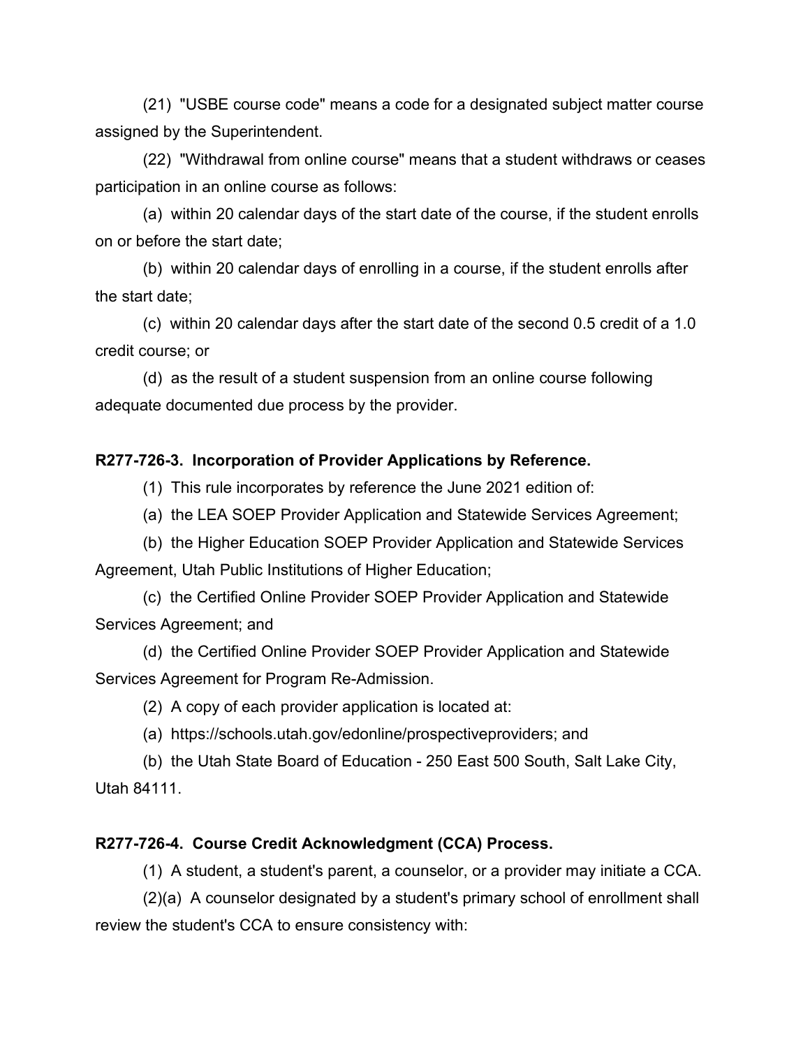(21) "USBE course code" means a code for a designated subject matter course assigned by the Superintendent.

(22) "Withdrawal from online course" means that a student withdraws or ceases participation in an online course as follows:

(a) within 20 calendar days of the start date of the course, if the student enrolls on or before the start date;

(b) within 20 calendar days of enrolling in a course, if the student enrolls after the start date;

(c) within 20 calendar days after the start date of the second 0.5 credit of a 1.0 credit course; or

(d) as the result of a student suspension from an online course following adequate documented due process by the provider.

**R277-726-3. Incorporation of Provider Applications by Reference.**

(1) This rule incorporates by reference the June 2021 edition of:

(a) the LEA SOEP Provider Application and Statewide Services Agreement;

(b) the Higher Education SOEP Provider Application and Statewide Services Agreement, Utah Public Institutions of Higher Education;

(c) the Certified Online Provider SOEP Provider Application and Statewide Services Agreement; and

(d) the Certified Online Provider SOEP Provider Application and Statewide Services Agreement for Program Re-Admission.

(2) A copy of each provider application is located at:

(a) https://schools.utah.gov/edonline/prospectiveproviders; and

(b) the Utah State Board of Education - 250 East 500 South, Salt Lake City, Utah 84111.

**R277-726-4. Course Credit Acknowledgment (CCA) Process.**

(1) A student, a student's parent, a counselor, or a provider may initiate a CCA.

(2)(a) A counselor designated by a student's primary school of enrollment shall review the student's CCA to ensure consistency with: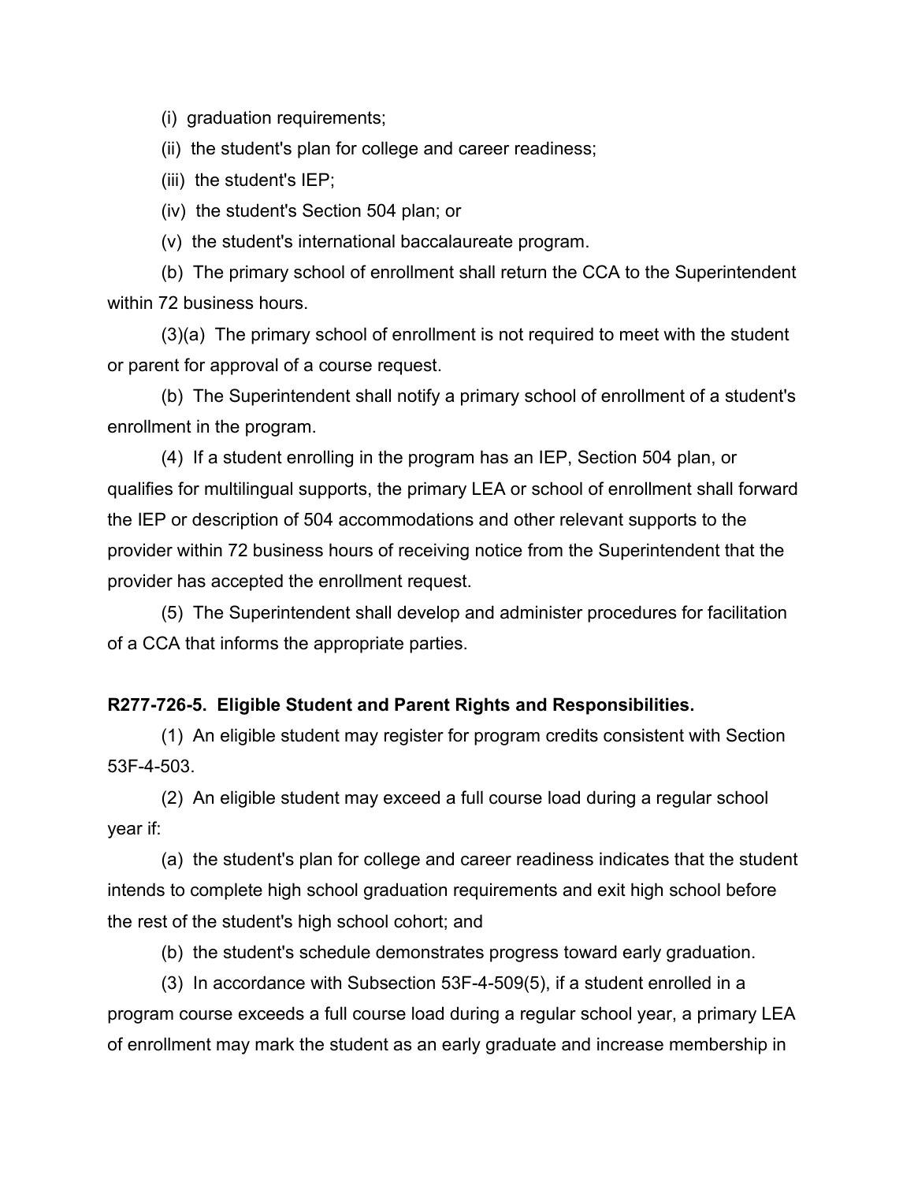(i) graduation requirements;

(ii) the student's plan for college and career readiness;

(iii) the student's IEP;

(iv) the student's Section 504 plan; or

(v) the student's international baccalaureate program.

(b) The primary school of enrollment shall return the CCA to the Superintendent within 72 business hours.

(3)(a) The primary school of enrollment is not required to meet with the student or parent for approval of a course request.

(b) The Superintendent shall notify a primary school of enrollment of a student's enrollment in the program.

(4) If a student enrolling in the program has an IEP, Section 504 plan, or qualifies for multilingual supports, the primary LEA or school of enrollment shall forward the IEP or description of 504 accommodations and other relevant supports to the provider within 72 business hours of receiving notice from the Superintendent that the provider has accepted the enrollment request.

(5) The Superintendent shall develop and administer procedures for facilitation of a CCA that informs the appropriate parties.

**R277-726-5. Eligible Student and Parent Rights and Responsibilities.**

(1) An eligible student may register for program credits consistent with Section 53F-4-503.

(2) An eligible student may exceed a full course load during a regular school year if:

(a) the student's plan for college and career readiness indicates that the student intends to complete high school graduation requirements and exit high school before the rest of the student's high school cohort; and

(b) the student's schedule demonstrates progress toward early graduation.

(3) In accordance with Subsection 53F-4-509(5), if a student enrolled in a program course exceeds a full course load during a regular school year, a primary LEA of enrollment may mark the student as an early graduate and increase membership in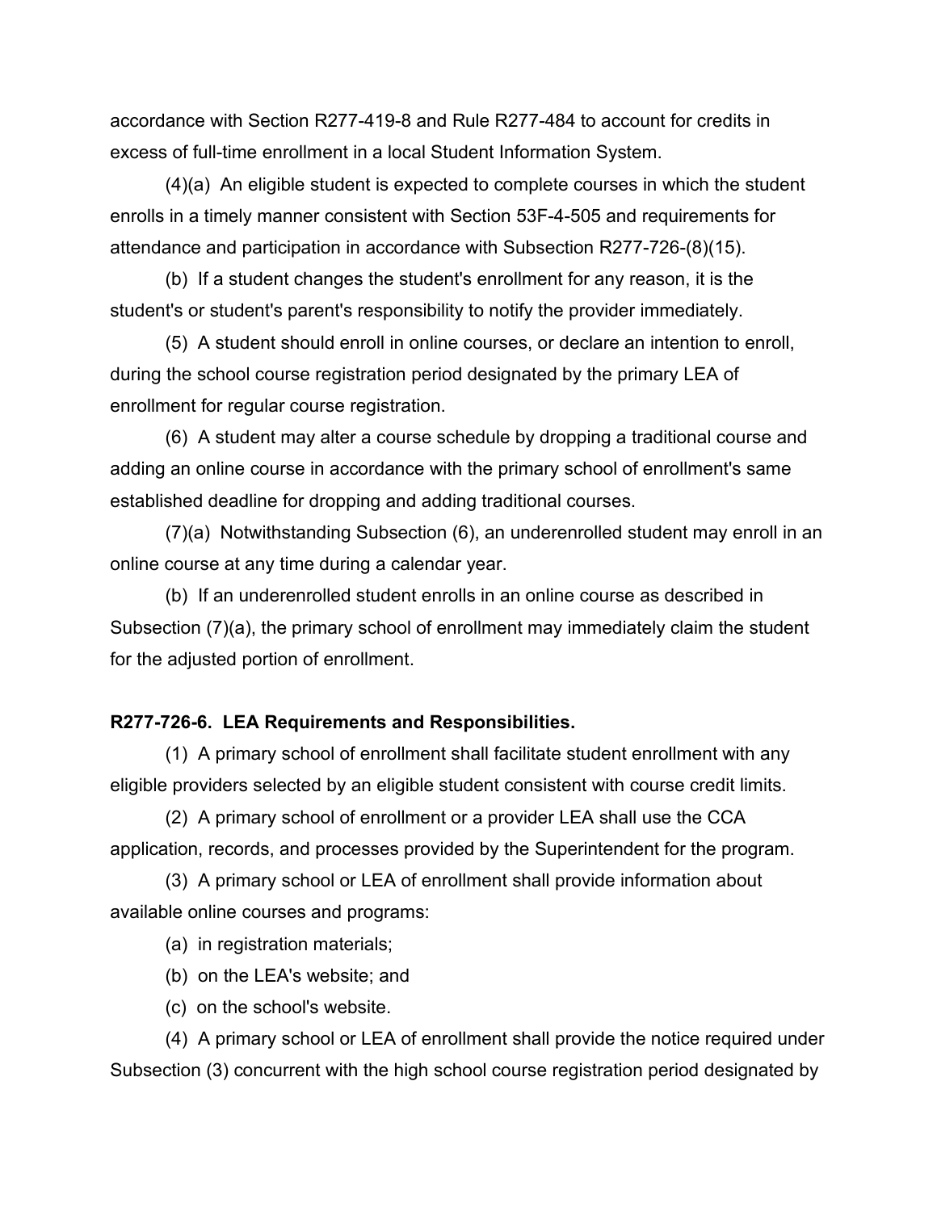accordance with Section R277-419-8 and Rule R277-484 to account for credits in excess of full-time enrollment in a local Student Information System.

(4)(a) An eligible student is expected to complete courses in which the student enrolls in a timely manner consistent with Section 53F-4-505 and requirements for attendance and participation in accordance with Subsection R277-726-(8)(15).

(b) If a student changes the student's enrollment for any reason, it is the student's or student's parent's responsibility to notify the provider immediately.

(5) A student should enroll in online courses, or declare an intention to enroll, during the school course registration period designated by the primary LEA of enrollment for regular course registration.

(6) A student may alter a course schedule by dropping a traditional course and adding an online course in accordance with the primary school of enrollment's same established deadline for dropping and adding traditional courses.

(7)(a) Notwithstanding Subsection (6), an underenrolled student may enroll in an online course at any time during a calendar year.

(b) If an underenrolled student enrolls in an online course as described in Subsection (7)(a), the primary school of enrollment may immediately claim the student for the adjusted portion of enrollment.

**R277-726-6. LEA Requirements and Responsibilities.**

(1) A primary school of enrollment shall facilitate student enrollment with any eligible providers selected by an eligible student consistent with course credit limits.

(2) A primary school of enrollment or a provider LEA shall use the CCA application, records, and processes provided by the Superintendent for the program.

(3) A primary school or LEA of enrollment shall provide information about available online courses and programs:

(a) in registration materials;

(b) on the LEA's website; and

(c) on the school's website.

(4) A primary school or LEA of enrollment shall provide the notice required under Subsection (3) concurrent with the high school course registration period designated by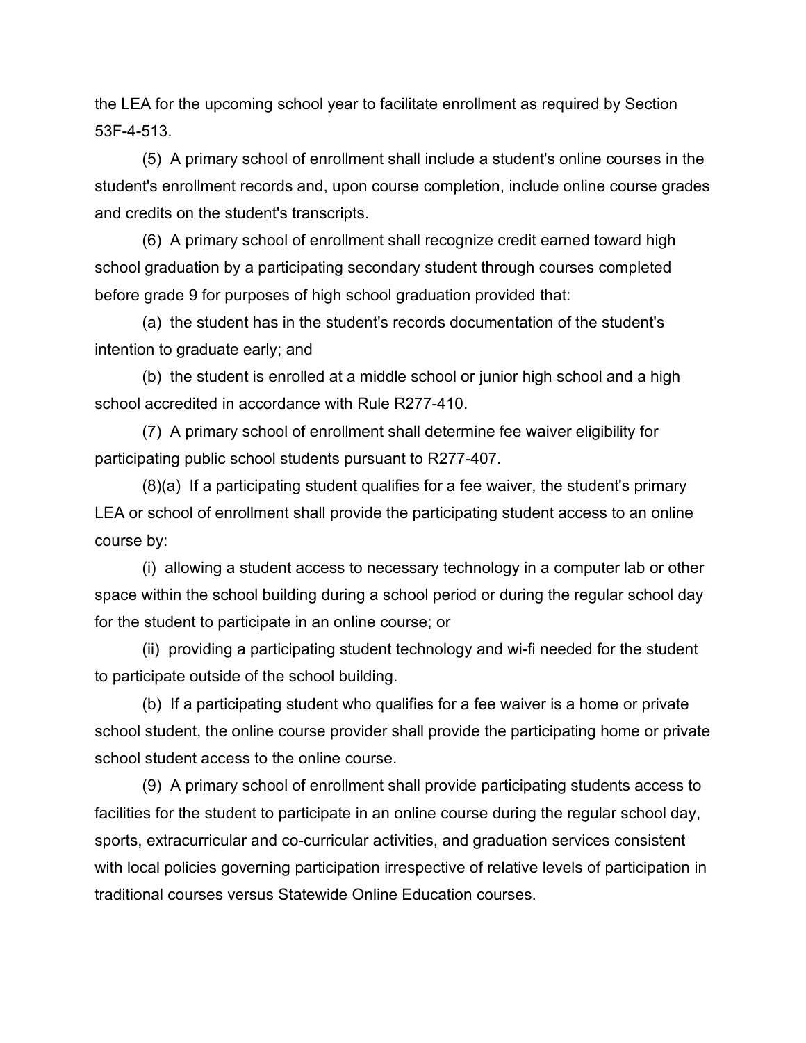the LEA for the upcoming school year to facilitate enrollment as required by Section 53F-4-513.

(5) A primary school of enrollment shall include a student's online courses in the student's enrollment records and, upon course completion, include online course grades and credits on the student's transcripts.

(6) A primary school of enrollment shall recognize credit earned toward high school graduation by a participating secondary student through courses completed before grade 9 for purposes of high school graduation provided that:

(a) the student has in the student's records documentation of the student's intention to graduate early; and

(b) the student is enrolled at a middle school or junior high school and a high school accredited in accordance with Rule R277-410.

(7) A primary school of enrollment shall determine fee waiver eligibility for participating public school students pursuant to R277-407.

(8)(a) If a participating student qualifies for a fee waiver, the student's primary LEA or school of enrollment shall provide the participating student access to an online course by:

(i) allowing a student access to necessary technology in a computer lab or other space within the school building during a school period or during the regular school day for the student to participate in an online course; or

(ii) providing a participating student technology and wi-fi needed for the student to participate outside of the school building.

(b) If a participating student who qualifies for a fee waiver is a home or private school student, the online course provider shall provide the participating home or private school student access to the online course.

(9) A primary school of enrollment shall provide participating students access to facilities for the student to participate in an online course during the regular school day, sports, extracurricular and co-curricular activities, and graduation services consistent with local policies governing participation irrespective of relative levels of participation in traditional courses versus Statewide Online Education courses.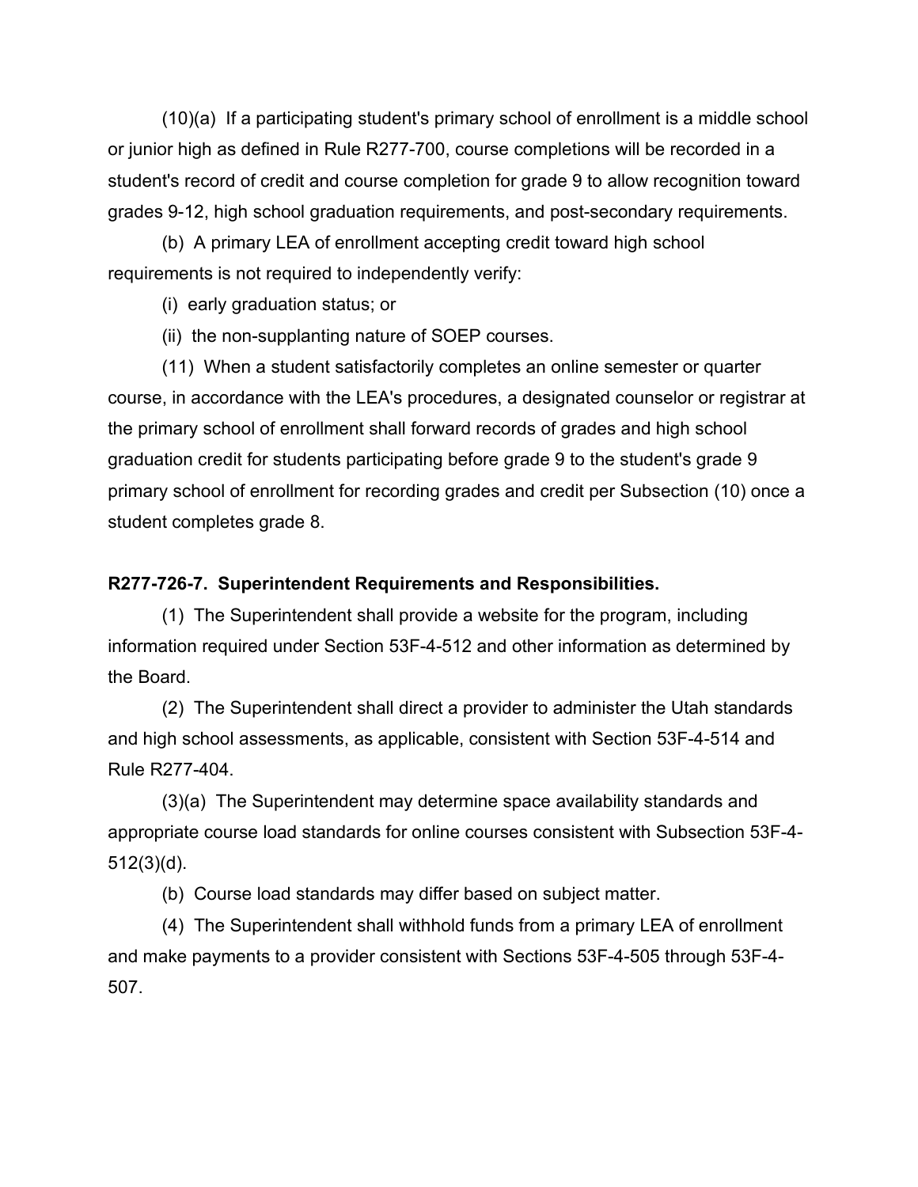(10)(a) If a participating student's primary school of enrollment is a middle school or junior high as defined in Rule R277-700, course completions will be recorded in a student's record of credit and course completion for grade 9 to allow recognition toward grades 9-12, high school graduation requirements, and post-secondary requirements.

(b) A primary LEA of enrollment accepting credit toward high school requirements is not required to independently verify:

(i) early graduation status; or

(ii) the non-supplanting nature of SOEP courses.

(11) When a student satisfactorily completes an online semester or quarter course, in accordance with the LEA's procedures, a designated counselor or registrar at the primary school of enrollment shall forward records of grades and high school graduation credit for students participating before grade 9 to the student's grade 9 primary school of enrollment for recording grades and credit per Subsection (10) once a student completes grade 8.

**R277-726-7. Superintendent Requirements and Responsibilities.**

(1) The Superintendent shall provide a website for the program, including information required under Section 53F-4-512 and other information as determined by the Board.

(2) The Superintendent shall direct a provider to administer the Utah standards and high school assessments, as applicable, consistent with Section 53F-4-514 and Rule R277-404.

(3)(a) The Superintendent may determine space availability standards and appropriate course load standards for online courses consistent with Subsection 53F-4-512(3)(d).

(b) Course load standards may differ based on subject matter.

(4) The Superintendent shall withhold funds from a primary LEA of enrollment and make payments to a provider consistent with Sections 53F-4-505 through 53F-4-507.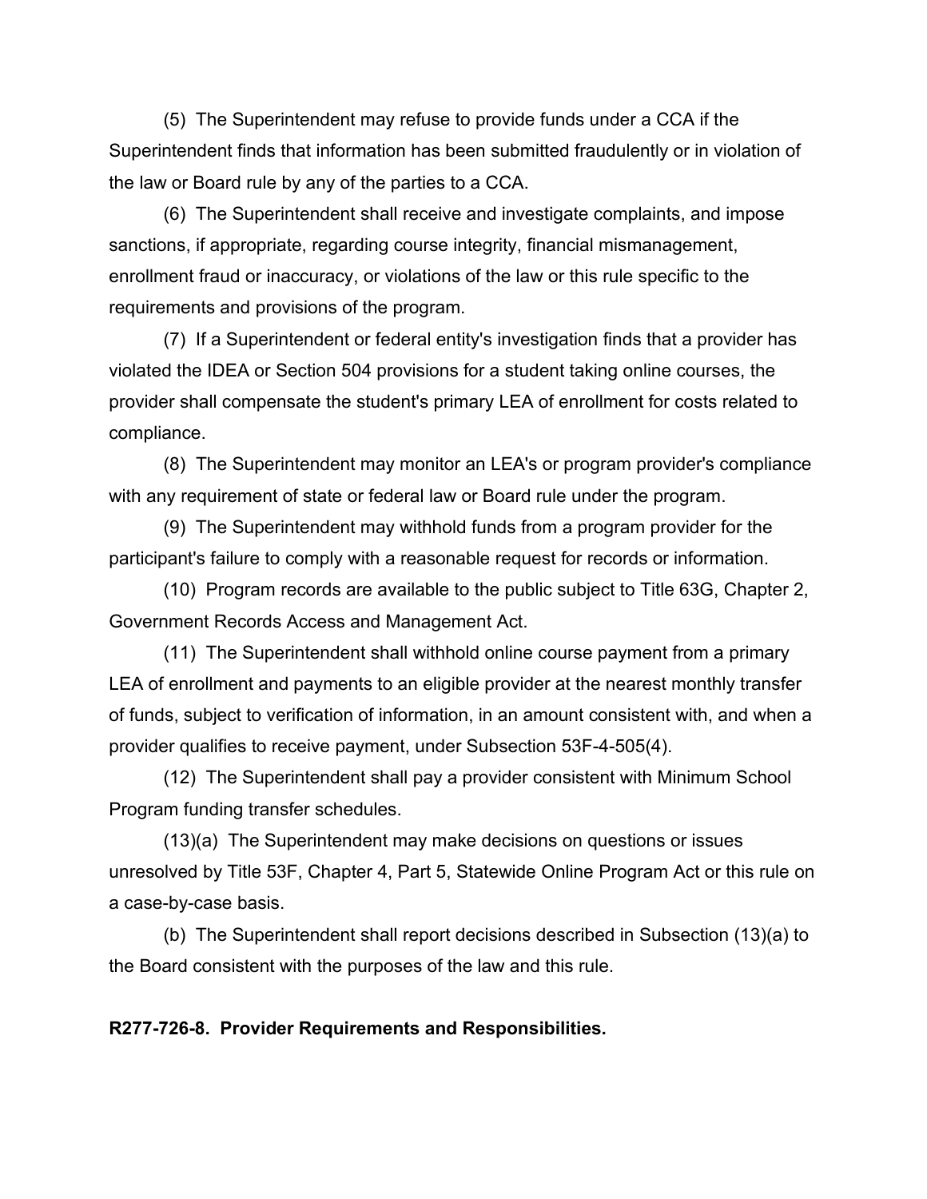(5) The Superintendent may refuse to provide funds under a CCA if the Superintendent finds that information has been submitted fraudulently or in violation of the law or Board rule by any of the parties to a CCA.

(6) The Superintendent shall receive and investigate complaints, and impose sanctions, if appropriate, regarding course integrity, financial mismanagement, enrollment fraud or inaccuracy, or violations of the law or this rule specific to the requirements and provisions of the program.

(7) If a Superintendent or federal entity's investigation finds that a provider has violated the IDEA or Section 504 provisions for a student taking online courses, the provider shall compensate the student's primary LEA of enrollment for costs related to compliance.

(8) The Superintendent may monitor an LEA's or program provider's compliance with any requirement of state or federal law or Board rule under the program.

(9) The Superintendent may withhold funds from a program provider for the participant's failure to comply with a reasonable request for records or information.

(10) Program records are available to the public subject to Title 63G, Chapter 2, Government Records Access and Management Act.

(11) The Superintendent shall withhold online course payment from a primary LEA of enrollment and payments to an eligible provider at the nearest monthly transfer of funds, subject to verification of information, in an amount consistent with, and when a provider qualifies to receive payment, under Subsection 53F-4-505(4).

(12) The Superintendent shall pay a provider consistent with Minimum School Program funding transfer schedules.

(13)(a) The Superintendent may make decisions on questions or issues unresolved by Title 53F, Chapter 4, Part 5, Statewide Online Program Act or this rule on a case-by-case basis.

(b) The Superintendent shall report decisions described in Subsection (13)(a) to the Board consistent with the purposes of the law and this rule.

**R277-726-8. Provider Requirements and Responsibilities.**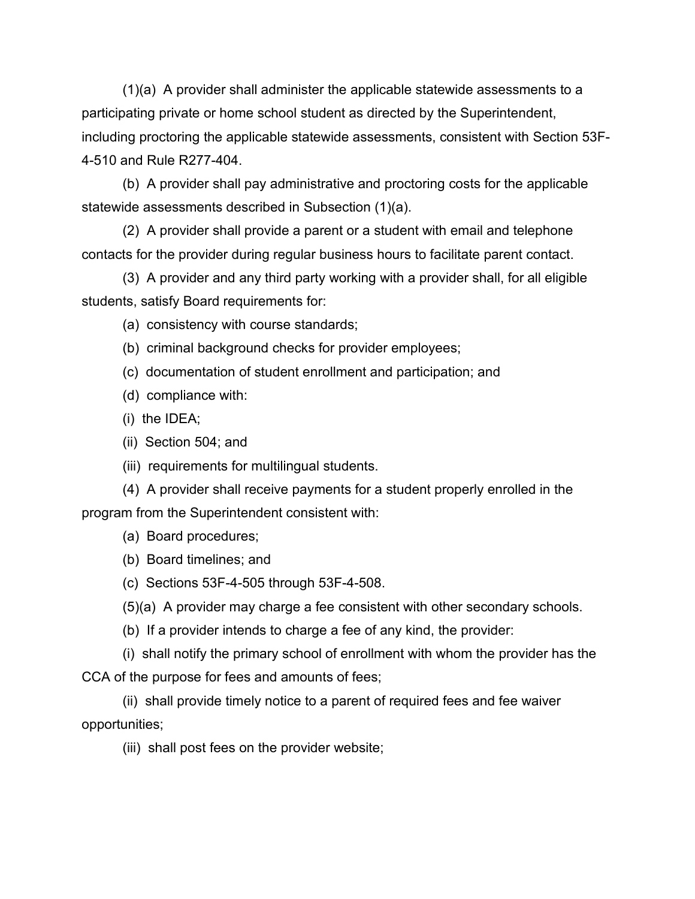(1)(a) A provider shall administer the applicable statewide assessments to a participating private or home school student as directed by the Superintendent, including proctoring the applicable statewide assessments, consistent with Section 53F-4-510 and Rule R277-404.

(b) A provider shall pay administrative and proctoring costs for the applicable statewide assessments described in Subsection (1)(a).

(2) A provider shall provide a parent or a student with email and telephone contacts for the provider during regular business hours to facilitate parent contact.

(3) A provider and any third party working with a provider shall, for all eligible students, satisfy Board requirements for:

(a) consistency with course standards;

(b) criminal background checks for provider employees;

(c) documentation of student enrollment and participation; and

(d) compliance with:

(i) the IDEA;

(ii) Section 504; and

(iii) requirements for multilingual students.

(4) A provider shall receive payments for a student properly enrolled in the program from the Superintendent consistent with:

(a) Board procedures;

(b) Board timelines; and

(c) Sections 53F-4-505 through 53F-4-508.

(5)(a) A provider may charge a fee consistent with other secondary schools.

(b) If a provider intends to charge a fee of any kind, the provider:

(i) shall notify the primary school of enrollment with whom the provider has the CCA of the purpose for fees and amounts of fees;

(ii) shall provide timely notice to a parent of required fees and fee waiver opportunities;

(iii) shall post fees on the provider website;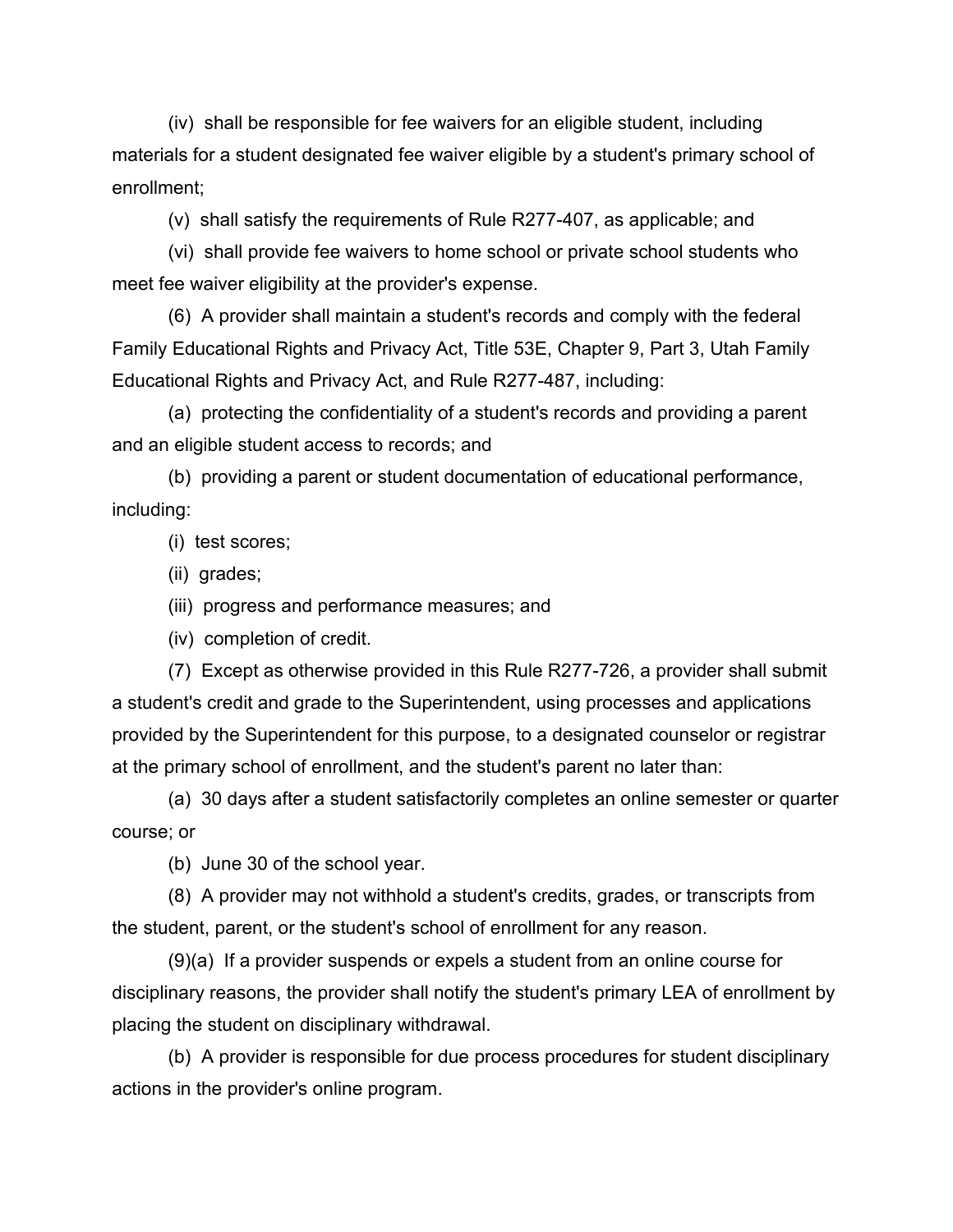(iv) shall be responsible for fee waivers for an eligible student, including materials for a student designated fee waiver eligible by a student's primary school of enrollment;

(v) shall satisfy the requirements of Rule R277-407, as applicable; and

(vi) shall provide fee waivers to home school or private school students who meet fee waiver eligibility at the provider's expense.

(6) A provider shall maintain a student's records and comply with the federal Family Educational Rights and Privacy Act, Title 53E, Chapter 9, Part 3, Utah Family Educational Rights and Privacy Act, and Rule R277-487, including:

(a) protecting the confidentiality of a student's records and providing a parent and an eligible student access to records; and

(b) providing a parent or student documentation of educational performance, including:

(i) test scores;

(ii) grades;

(iii) progress and performance measures; and

(iv) completion of credit.

(7) Except as otherwise provided in this Rule R277-726, a provider shall submit a student's credit and grade to the Superintendent, using processes and applications provided by the Superintendent for this purpose, to a designated counselor or registrar at the primary school of enrollment, and the student's parent no later than:

(a) 30 days after a student satisfactorily completes an online semester or quarter course; or

(b) June 30 of the school year.

(8) A provider may not withhold a student's credits, grades, or transcripts from the student, parent, or the student's school of enrollment for any reason.

(9)(a) If a provider suspends or expels a student from an online course for disciplinary reasons, the provider shall notify the student's primary LEA of enrollment by placing the student on disciplinary withdrawal.

(b) A provider is responsible for due process procedures for student disciplinary actions in the provider's online program.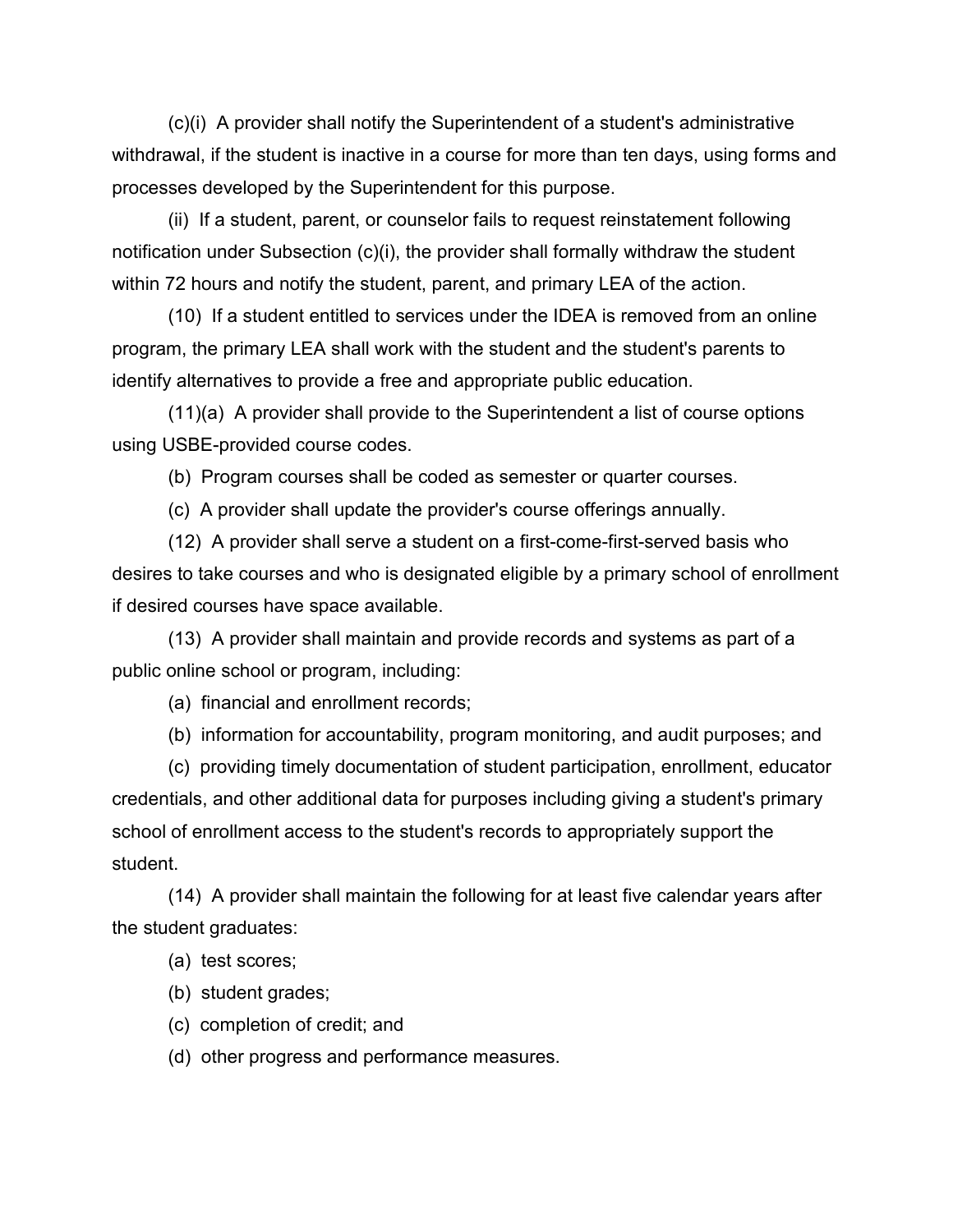(c)(i) A provider shall notify the Superintendent of a student's administrative withdrawal, if the student is inactive in a course for more than ten days, using forms and processes developed by the Superintendent for this purpose.

(ii) If a student, parent, or counselor fails to request reinstatement following notification under Subsection (c)(i), the provider shall formally withdraw the student within 72 hours and notify the student, parent, and primary LEA of the action.

(10) If a student entitled to services under the IDEA is removed from an online program, the primary LEA shall work with the student and the student's parents to identify alternatives to provide a free and appropriate public education.

(11)(a) A provider shall provide to the Superintendent a list of course options using USBE-provided course codes.

(b) Program courses shall be coded as semester or quarter courses.

(c) A provider shall update the provider's course offerings annually.

(12) A provider shall serve a student on a first-come-first-served basis who desires to take courses and who is designated eligible by a primary school of enrollment if desired courses have space available.

(13) A provider shall maintain and provide records and systems as part of a public online school or program, including:

(a) financial and enrollment records;

(b) information for accountability, program monitoring, and audit purposes; and

(c) providing timely documentation of student participation, enrollment, educator credentials, and other additional data for purposes including giving a student's primary school of enrollment access to the student's records to appropriately support the student.

(14) A provider shall maintain the following for at least five calendar years after the student graduates:

(a) test scores;

(b) student grades;

(c) completion of credit; and

(d) other progress and performance measures.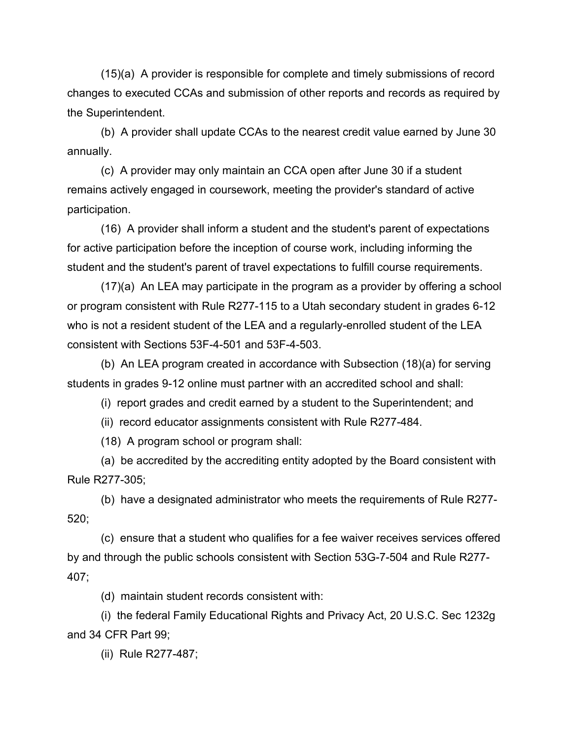(15)(a) A provider is responsible for complete and timely submissions of record changes to executed CCAs and submission of other reports and records as required by the Superintendent.

(b) A provider shall update CCAs to the nearest credit value earned by June 30 annually.

(c) A provider may only maintain an CCA open after June 30 if a student remains actively engaged in coursework, meeting the provider's standard of active participation.

(16) A provider shall inform a student and the student's parent of expectations for active participation before the inception of course work, including informing the student and the student's parent of travel expectations to fulfill course requirements.

(17)(a) An LEA may participate in the program as a provider by offering a school or program consistent with Rule R277-115 to a Utah secondary student in grades 6-12 who is not a resident student of the LEA and a regularly-enrolled student of the LEA consistent with Sections 53F-4-501 and 53F-4-503.

(b) An LEA program created in accordance with Subsection (18)(a) for serving students in grades 9-12 online must partner with an accredited school and shall:

(i) report grades and credit earned by a student to the Superintendent; and

(ii) record educator assignments consistent with Rule R277-484.

(18) A program school or program shall:

(a) be accredited by the accrediting entity adopted by the Board consistent with Rule R277-305;

(b) have a designated administrator who meets the requirements of Rule R277-520;

(c) ensure that a student who qualifies for a fee waiver receives services offered by and through the public schools consistent with Section 53G-7-504 and Rule R277-407;

(d) maintain student records consistent with:

(i) the federal Family Educational Rights and Privacy Act, 20 U.S.C. Sec 1232g and 34 CFR Part 99;

(ii) Rule R277-487;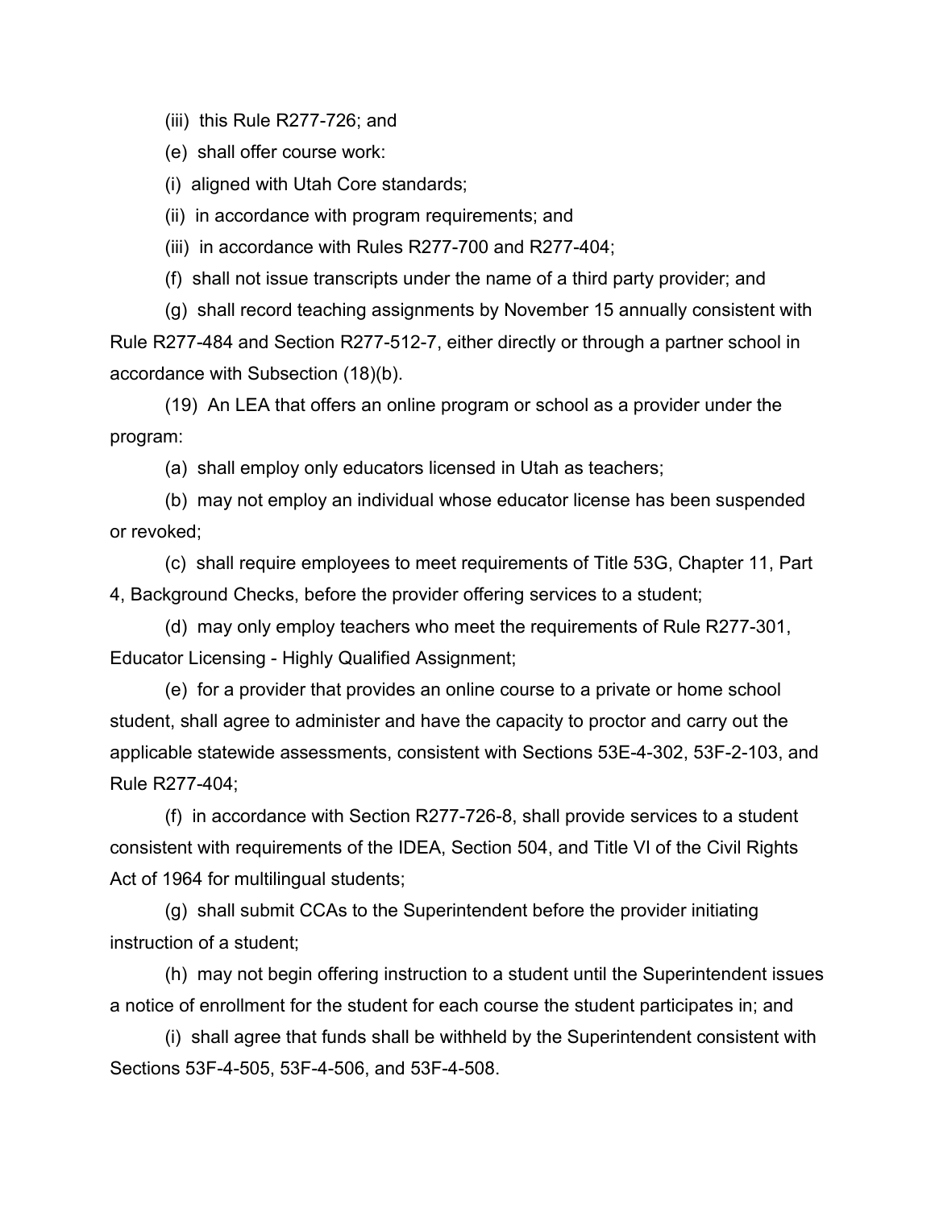(iii) this Rule R277-726; and

(e) shall offer course work:

(i) aligned with Utah Core standards;

(ii) in accordance with program requirements; and

(iii) in accordance with Rules R277-700 and R277-404;

(f) shall not issue transcripts under the name of a third party provider; and

(g) shall record teaching assignments by November 15 annually consistent with Rule R277-484 and Section R277-512-7, either directly or through a partner school in accordance with Subsection (18)(b).

(19) An LEA that offers an online program or school as a provider under the program:

(a) shall employ only educators licensed in Utah as teachers;

(b) may not employ an individual whose educator license has been suspended or revoked;

(c) shall require employees to meet requirements of Title 53G, Chapter 11, Part 4, Background Checks, before the provider offering services to a student;

(d) may only employ teachers who meet the requirements of Rule R277-301, Educator Licensing - Highly Qualified Assignment;

(e) for a provider that provides an online course to a private or home school student, shall agree to administer and have the capacity to proctor and carry out the applicable statewide assessments, consistent with Sections 53E-4-302, 53F-2-103, and Rule R277-404;

(f) in accordance with Section R277-726-8, shall provide services to a student consistent with requirements of the IDEA, Section 504, and Title VI of the Civil Rights Act of 1964 for multilingual students;

(g) shall submit CCAs to the Superintendent before the provider initiating instruction of a student;

(h) may not begin offering instruction to a student until the Superintendent issues a notice of enrollment for the student for each course the student participates in; and

(i) shall agree that funds shall be withheld by the Superintendent consistent with Sections 53F-4-505, 53F-4-506, and 53F-4-508.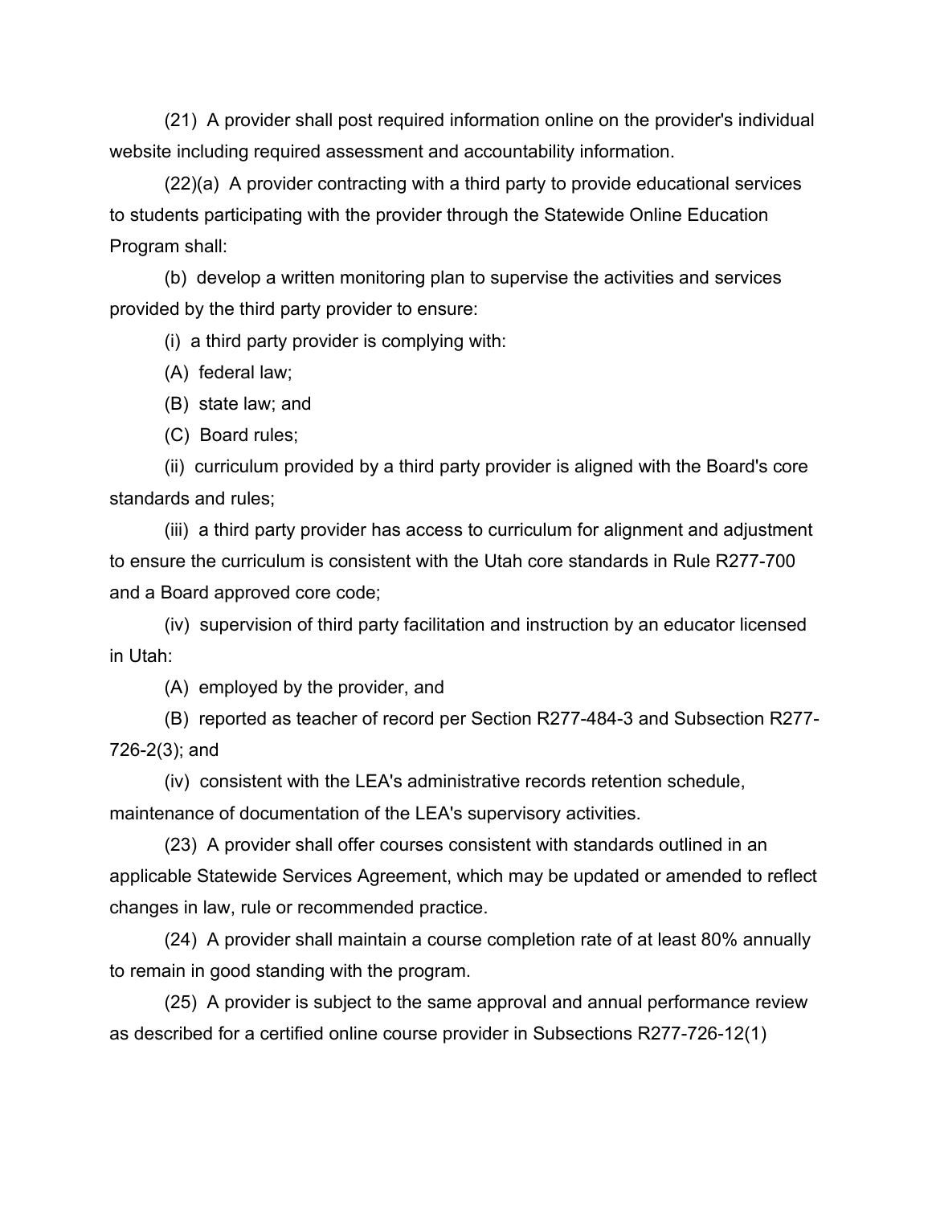(21) A provider shall post required information online on the provider's individual website including required assessment and accountability information.

(22)(a) A provider contracting with a third party to provide educational services to students participating with the provider through the Statewide Online Education Program shall:

(b) develop a written monitoring plan to supervise the activities and services provided by the third party provider to ensure:

(i) a third party provider is complying with:

(A) federal law;

(B) state law; and

(C) Board rules;

(ii) curriculum provided by a third party provider is aligned with the Board's core standards and rules;

(iii) a third party provider has access to curriculum for alignment and adjustment to ensure the curriculum is consistent with the Utah core standards in Rule R277-700 and a Board approved core code;

(iv) supervision of third party facilitation and instruction by an educator licensed in Utah:

(A) employed by the provider, and

(B) reported as teacher of record per Section R277-484-3 and Subsection R277-726-2(3); and

(iv) consistent with the LEA's administrative records retention schedule, maintenance of documentation of the LEA's supervisory activities.

(23) A provider shall offer courses consistent with standards outlined in an applicable Statewide Services Agreement, which may be updated or amended to reflect changes in law, rule or recommended practice.

(24) A provider shall maintain a course completion rate of at least 80% annually to remain in good standing with the program.

(25) A provider is subject to the same approval and annual performance review as described for a certified online course provider in Subsections R277-726-12(1)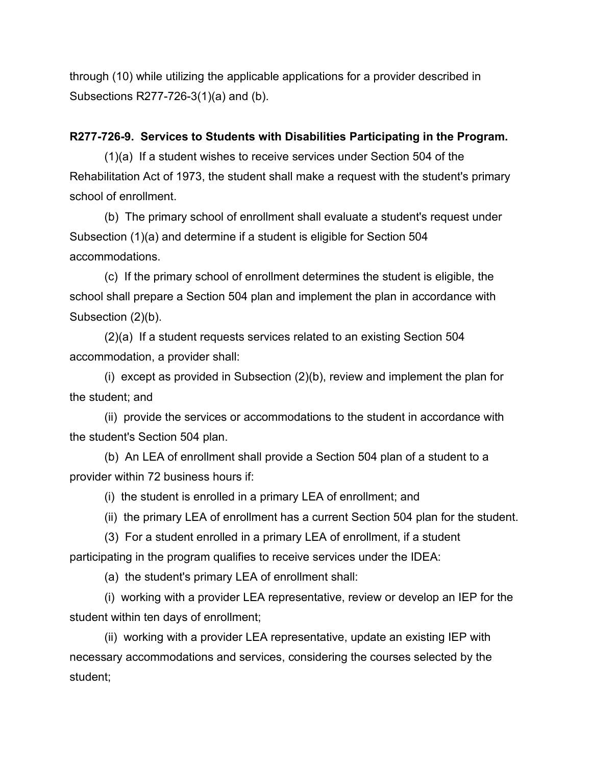through (10) while utilizing the applicable applications for a provider described in Subsections R277-726-3(1)(a) and (b).

**R277-726-9. Services to Students with Disabilities Participating in the Program.**

(1)(a) If a student wishes to receive services under Section 504 of the Rehabilitation Act of 1973, the student shall make a request with the student's primary school of enrollment.

(b) The primary school of enrollment shall evaluate a student's request under Subsection (1)(a) and determine if a student is eligible for Section 504 accommodations.

(c) If the primary school of enrollment determines the student is eligible, the school shall prepare a Section 504 plan and implement the plan in accordance with Subsection (2)(b).

(2)(a) If a student requests services related to an existing Section 504 accommodation, a provider shall:

(i) except as provided in Subsection (2)(b), review and implement the plan for the student; and

(ii) provide the services or accommodations to the student in accordance with the student's Section 504 plan.

(b) An LEA of enrollment shall provide a Section 504 plan of a student to a provider within 72 business hours if:

(i) the student is enrolled in a primary LEA of enrollment; and

(ii) the primary LEA of enrollment has a current Section 504 plan for the student.

(3) For a student enrolled in a primary LEA of enrollment, if a student participating in the program qualifies to receive services under the IDEA:

(a) the student's primary LEA of enrollment shall:

(i) working with a provider LEA representative, review or develop an IEP for the student within ten days of enrollment;

(ii) working with a provider LEA representative, update an existing IEP with necessary accommodations and services, considering the courses selected by the student;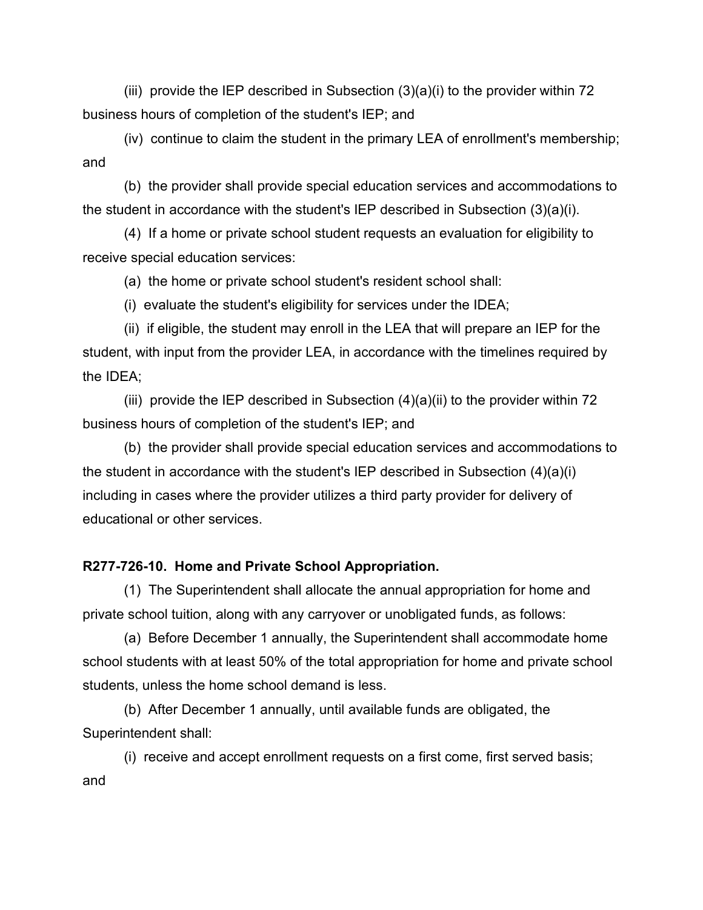(iii) provide the IEP described in Subsection (3)(a)(i) to the provider within 72 business hours of completion of the student's IEP; and

(iv) continue to claim the student in the primary LEA of enrollment's membership; and

(b) the provider shall provide special education services and accommodations to the student in accordance with the student's IEP described in Subsection (3)(a)(i).

(4) If a home or private school student requests an evaluation for eligibility to receive special education services:

(a) the home or private school student's resident school shall:

(i) evaluate the student's eligibility for services under the IDEA;

(ii) if eligible, the student may enroll in the LEA that will prepare an IEP for the student, with input from the provider LEA, in accordance with the timelines required by the IDEA;

(iii) provide the IEP described in Subsection (4)(a)(ii) to the provider within 72 business hours of completion of the student's IEP; and

(b) the provider shall provide special education services and accommodations to the student in accordance with the student's IEP described in Subsection (4)(a)(i) including in cases where the provider utilizes a third party provider for delivery of educational or other services.

**R277-726-10. Home and Private School Appropriation.**

(1) The Superintendent shall allocate the annual appropriation for home and private school tuition, along with any carryover or unobligated funds, as follows:

(a) Before December 1 annually, the Superintendent shall accommodate home school students with at least 50% of the total appropriation for home and private school students, unless the home school demand is less.

(b) After December 1 annually, until available funds are obligated, the Superintendent shall:

(i) receive and accept enrollment requests on a first come, first served basis; and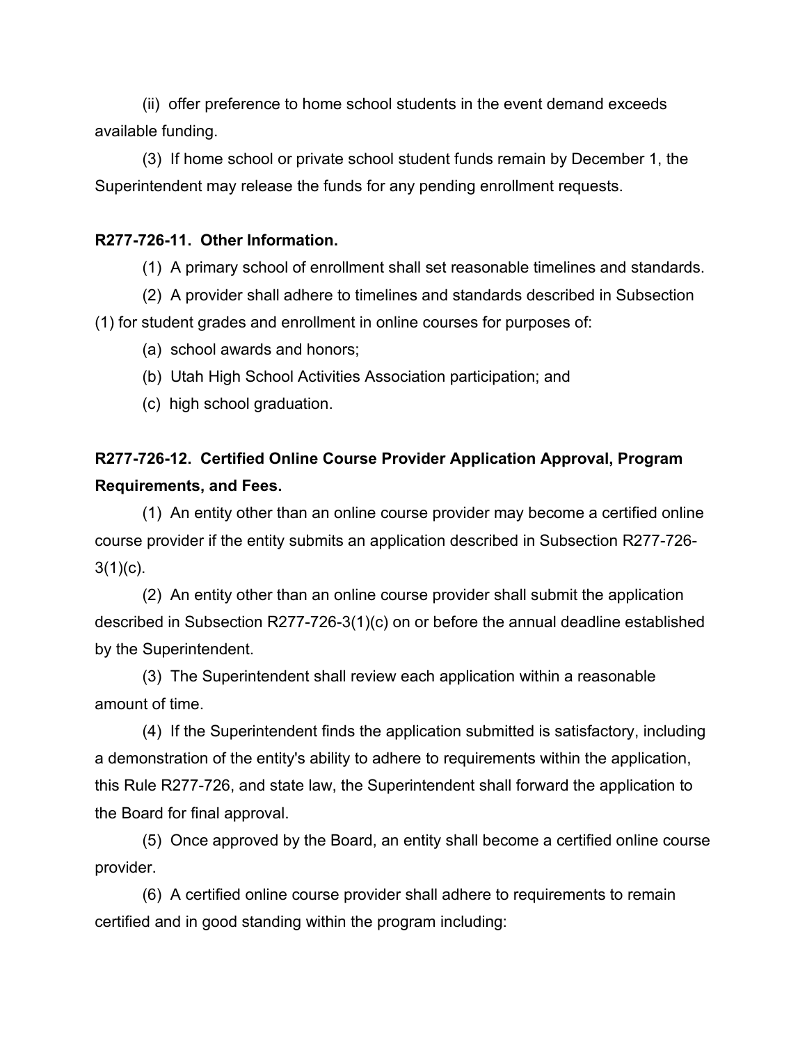(ii) offer preference to home school students in the event demand exceeds available funding.

(3) If home school or private school student funds remain by December 1, the Superintendent may release the funds for any pending enrollment requests.

**R277-726-11. Other Information.**

(1) A primary school of enrollment shall set reasonable timelines and standards.

(2) A provider shall adhere to timelines and standards described in Subsection (1) for student grades and enrollment in online courses for purposes of:

(a) school awards and honors;

(b) Utah High School Activities Association participation; and

(c) high school graduation.

**R277-726-12. Certified Online Course Provider Application Approval, Program Requirements, and Fees.**

(1) An entity other than an online course provider may become a certified online course provider if the entity submits an application described in Subsection R277-726-3(1)(c).

(2) An entity other than an online course provider shall submit the application described in Subsection R277-726-3(1)(c) on or before the annual deadline established by the Superintendent.

(3) The Superintendent shall review each application within a reasonable amount of time.

(4) If the Superintendent finds the application submitted is satisfactory, including a demonstration of the entity's ability to adhere to requirements within the application, this Rule R277-726, and state law, the Superintendent shall forward the application to the Board for final approval.

(5) Once approved by the Board, an entity shall become a certified online course provider.

(6) A certified online course provider shall adhere to requirements to remain certified and in good standing within the program including: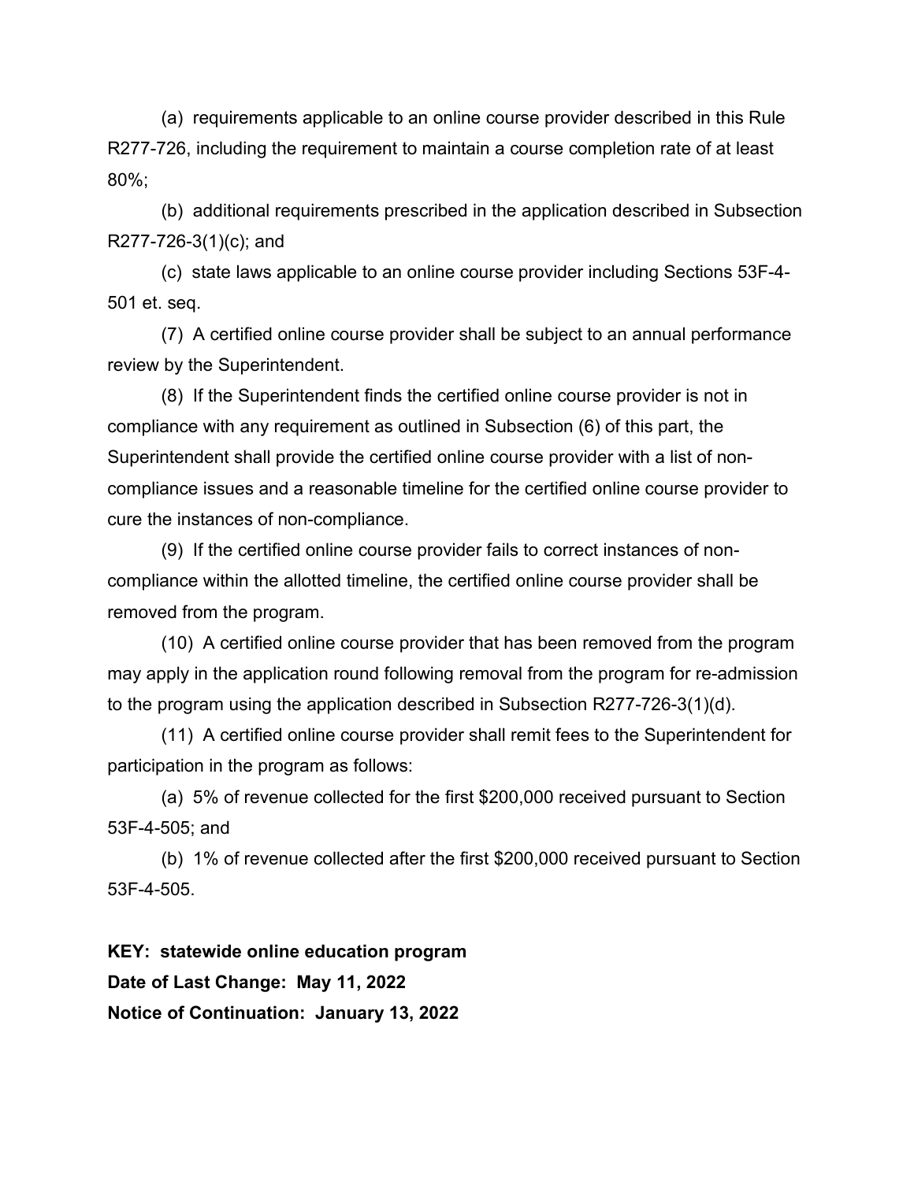(a) requirements applicable to an online course provider described in this Rule R277-726, including the requirement to maintain a course completion rate of at least 80%;

(b) additional requirements prescribed in the application described in Subsection R277-726-3(1)(c); and

(c) state laws applicable to an online course provider including Sections 53F-4-501 et. seq.

(7) A certified online course provider shall be subject to an annual performance review by the Superintendent.

(8) If the Superintendent finds the certified online course provider is not in compliance with any requirement as outlined in Subsection (6) of this part, the Superintendent shall provide the certified online course provider with a list of non-compliance issues and a reasonable timeline for the certified online course provider to cure the instances of non-compliance.

(9) If the certified online course provider fails to correct instances of non-compliance within the allotted timeline, the certified online course provider shall be removed from the program.

(10) A certified online course provider that has been removed from the program may apply in the application round following removal from the program for re-admission to the program using the application described in Subsection R277-726-3(1)(d).

(11) A certified online course provider shall remit fees to the Superintendent for participation in the program as follows:

(a) 5% of revenue collected for the first $200,000 received pursuant to Section 53F-4-505; and

(b) 1% of revenue collected after the first $200,000 received pursuant to Section 53F-4-505.

**KEY: statewide online education program**
**Date of Last Change: May 11, 2022**
**Notice of Continuation: January 13, 2022**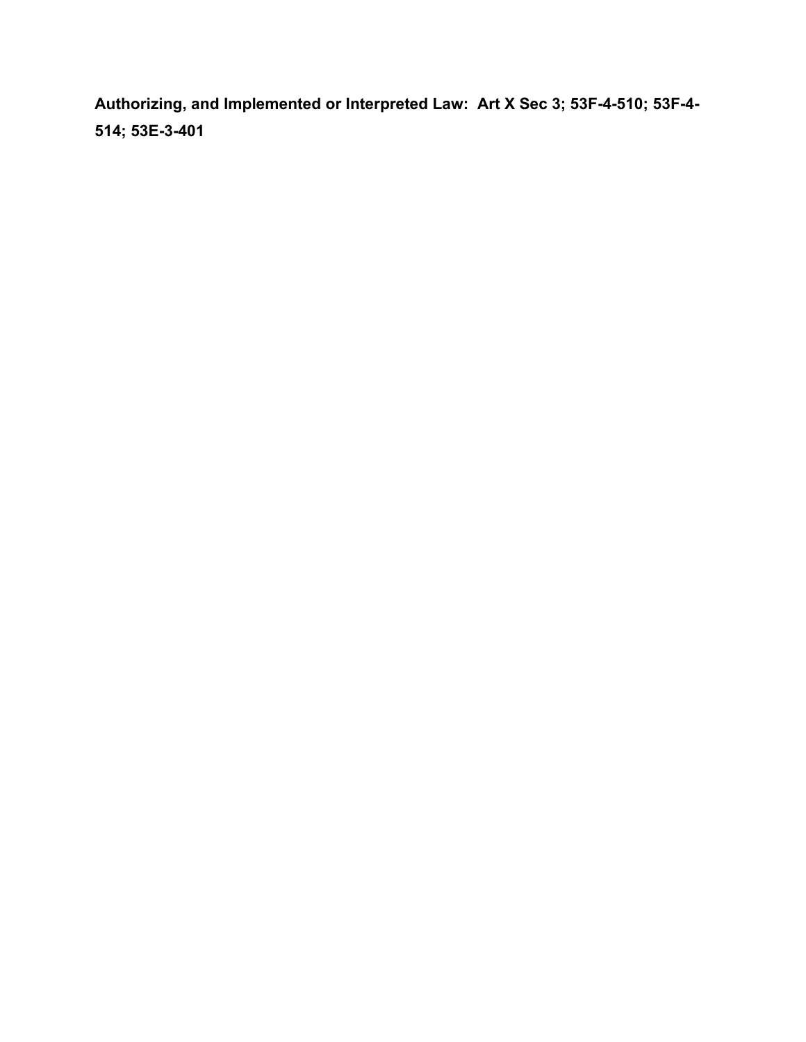**Authorizing, and Implemented or Interpreted Law: Art X Sec 3; 53F-4-510; 53F-4-514; 53E-3-401**